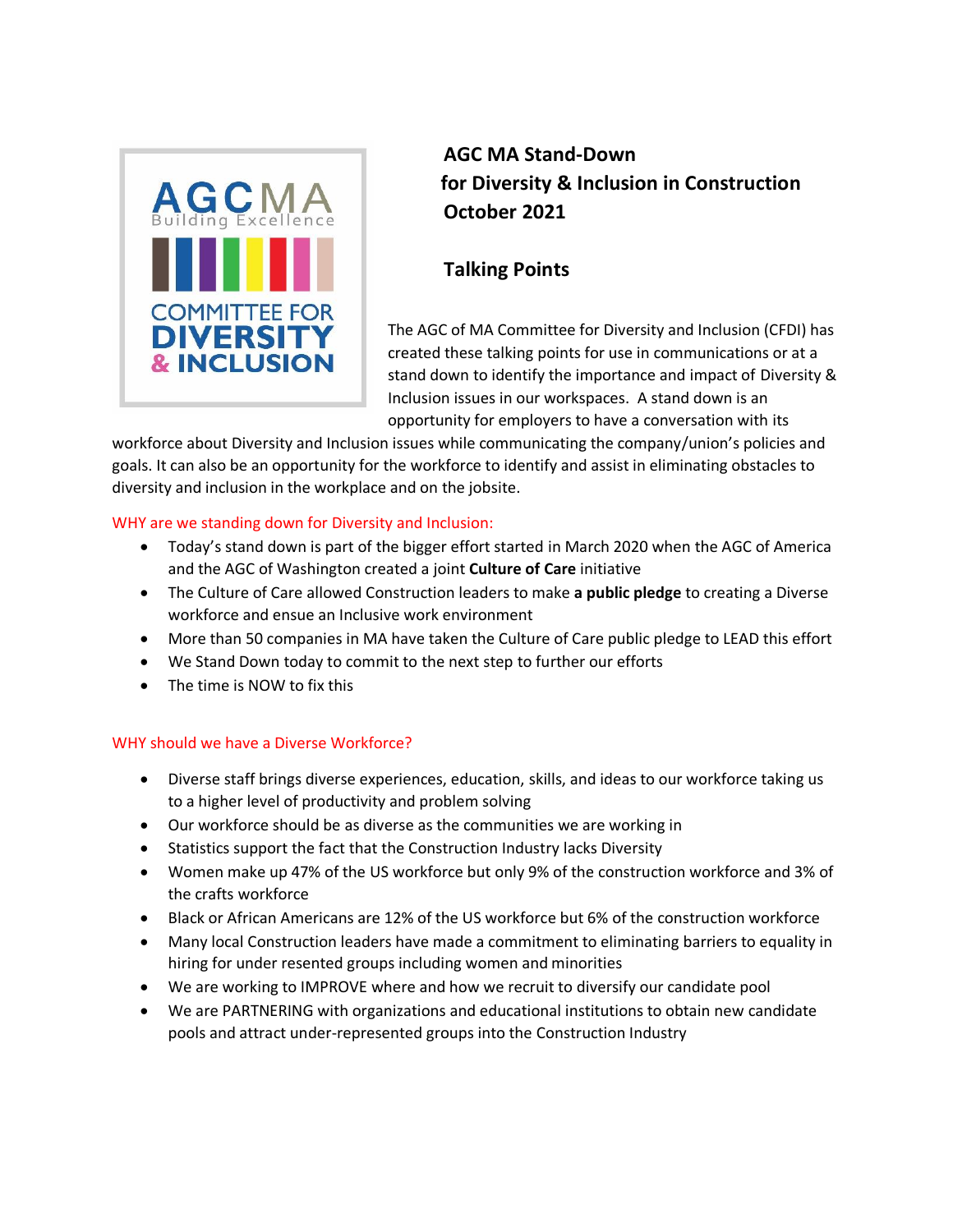AGCMA
Building Excellence

COMMITTEE FOR
DIVERSITY
& INCLUSION

# AGC MA Stand-Down for Diversity & Inclusion in Construction October 2021

## Talking Points

The AGC of MA Committee for Diversity and Inclusion (CFDI) has created these talking points for use in communications or at a stand down to identify the importance and impact of Diversity & Inclusion issues in our workspaces. A stand down is an opportunity for employers to have a conversation with its workforce about Diversity and Inclusion issues while communicating the company/union's policies and goals. It can also be an opportunity for the workforce to identify and assist in eliminating obstacles to diversity and inclusion in the workplace and on the jobsite.

### WHY are we standing down for Diversity and Inclusion:

- Today's stand down is part of the bigger effort started in March 2020 when the AGC of America and the AGC of Washington created a joint **Culture of Care** initiative
- The Culture of Care allowed Construction leaders to make **a public pledge** to creating a Diverse workforce and ensue an Inclusive work environment
- More than 50 companies in MA have taken the Culture of Care public pledge to LEAD this effort
- We Stand Down today to commit to the next step to further our efforts
- The time is NOW to fix this

### WHY should we have a Diverse Workforce?

- Diverse staff brings diverse experiences, education, skills, and ideas to our workforce taking us to a higher level of productivity and problem solving
- Our workforce should be as diverse as the communities we are working in
- Statistics support the fact that the Construction Industry lacks Diversity
- Women make up 47% of the US workforce but only 9% of the construction workforce and 3% of the crafts workforce
- Black or African Americans are 12% of the US workforce but 6% of the construction workforce
- Many local Construction leaders have made a commitment to eliminating barriers to equality in hiring for under resented groups including women and minorities
- We are working to IMPROVE where and how we recruit to diversify our candidate pool
- We are PARTNERING with organizations and educational institutions to obtain new candidate pools and attract under-represented groups into the Construction Industry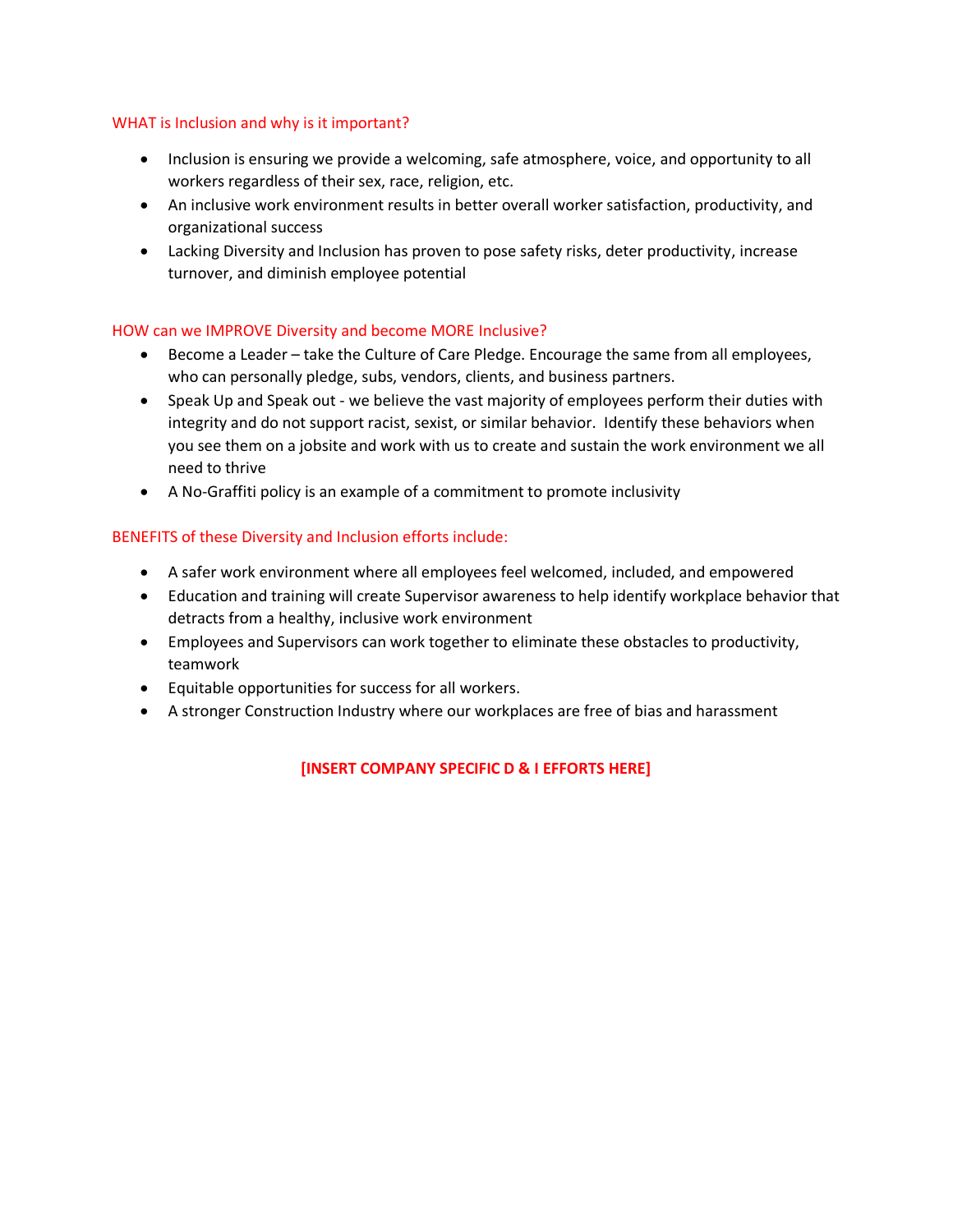## WHAT is Inclusion and why is it important?

- Inclusion is ensuring we provide a welcoming, safe atmosphere, voice, and opportunity to all workers regardless of their sex, race, religion, etc.
- An inclusive work environment results in better overall worker satisfaction, productivity, and organizational success
- Lacking Diversity and Inclusion has proven to pose safety risks, deter productivity, increase turnover, and diminish employee potential

## HOW can we IMPROVE Diversity and become MORE Inclusive?

- Become a Leader – take the Culture of Care Pledge. Encourage the same from all employees, who can personally pledge, subs, vendors, clients, and business partners.
- Speak Up and Speak out - we believe the vast majority of employees perform their duties with integrity and do not support racist, sexist, or similar behavior. Identify these behaviors when you see them on a jobsite and work with us to create and sustain the work environment we all need to thrive
- A No-Graffiti policy is an example of a commitment to promote inclusivity

## BENEFITS of these Diversity and Inclusion efforts include:

- A safer work environment where all employees feel welcomed, included, and empowered
- Education and training will create Supervisor awareness to help identify workplace behavior that detracts from a healthy, inclusive work environment
- Employees and Supervisors can work together to eliminate these obstacles to productivity, teamwork
- Equitable opportunities for success for all workers.
- A stronger Construction Industry where our workplaces are free of bias and harassment

**[INSERT COMPANY SPECIFIC D & I EFFORTS HERE]**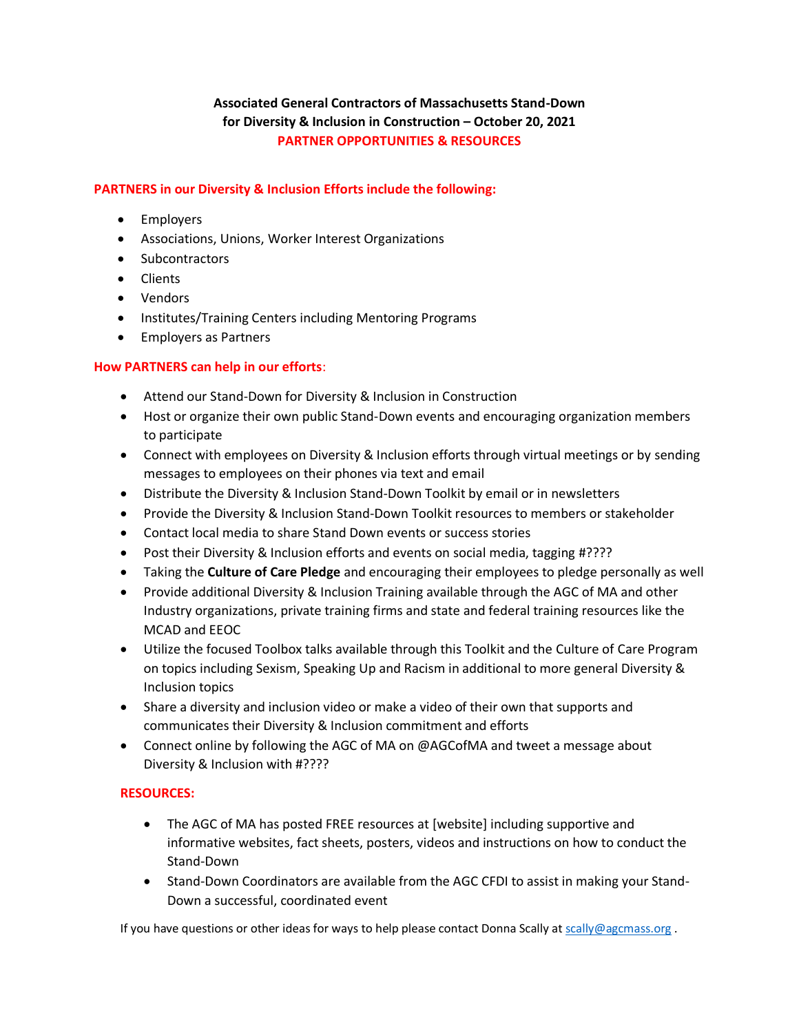**Associated General Contractors of Massachusetts Stand-Down for Diversity & Inclusion in Construction – October 20, 2021**

**PARTNER OPPORTUNITIES & RESOURCES**

**PARTNERS in our Diversity & Inclusion Efforts include the following:**

- Employers
- Associations, Unions, Worker Interest Organizations
- Subcontractors
- Clients
- Vendors
- Institutes/Training Centers including Mentoring Programs
- Employers as Partners

**How PARTNERS can help in our efforts**:

- Attend our Stand-Down for Diversity & Inclusion in Construction
- Host or organize their own public Stand-Down events and encouraging organization members to participate
- Connect with employees on Diversity & Inclusion efforts through virtual meetings or by sending messages to employees on their phones via text and email
- Distribute the Diversity & Inclusion Stand-Down Toolkit by email or in newsletters
- Provide the Diversity & Inclusion Stand-Down Toolkit resources to members or stakeholder
- Contact local media to share Stand Down events or success stories
- Post their Diversity & Inclusion efforts and events on social media, tagging #????
- Taking the **Culture of Care Pledge** and encouraging their employees to pledge personally as well
- Provide additional Diversity & Inclusion Training available through the AGC of MA and other Industry organizations, private training firms and state and federal training resources like the MCAD and EEOC
- Utilize the focused Toolbox talks available through this Toolkit and the Culture of Care Program on topics including Sexism, Speaking Up and Racism in additional to more general Diversity & Inclusion topics
- Share a diversity and inclusion video or make a video of their own that supports and communicates their Diversity & Inclusion commitment and efforts
- Connect online by following the AGC of MA on @AGCofMA and tweet a message about Diversity & Inclusion with #????

**RESOURCES:**

- The AGC of MA has posted FREE resources at [website] including supportive and informative websites, fact sheets, posters, videos and instructions on how to conduct the Stand-Down
- Stand-Down Coordinators are available from the AGC CFDI to assist in making your Stand-Down a successful, coordinated event

If you have questions or other ideas for ways to help please contact Donna Scally at scally@agcmass.org .